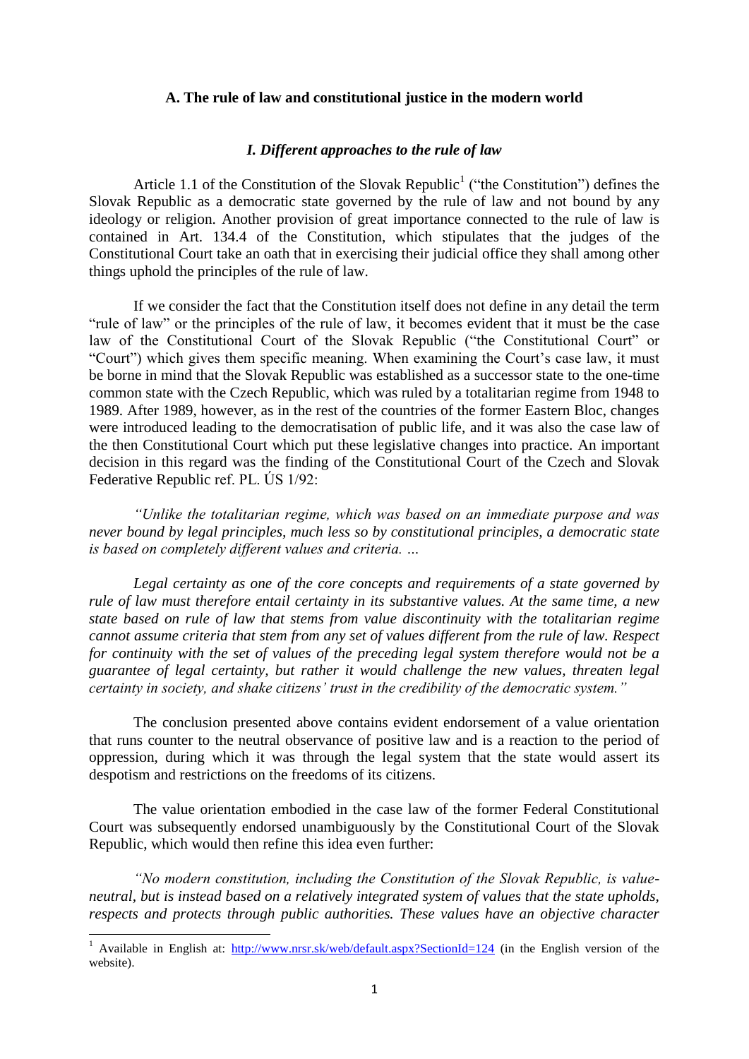## A. The rule of law and constitutional justice in the modern world

### *I. Different approaches to the rule of law*

Article 1.1 of the Constitution of the Slovak Republic[1] ("the Constitution") defines the Slovak Republic as a democratic state governed by the rule of law and not bound by any ideology or religion. Another provision of great importance connected to the rule of law is contained in Art. 134.4 of the Constitution, which stipulates that the judges of the Constitutional Court take an oath that in exercising their judicial office they shall among other things uphold the principles of the rule of law.

If we consider the fact that the Constitution itself does not define in any detail the term "rule of law" or the principles of the rule of law, it becomes evident that it must be the case law of the Constitutional Court of the Slovak Republic ("the Constitutional Court" or "Court") which gives them specific meaning. When examining the Court's case law, it must be borne in mind that the Slovak Republic was established as a successor state to the one-time common state with the Czech Republic, which was ruled by a totalitarian regime from 1948 to 1989. After 1989, however, as in the rest of the countries of the former Eastern Bloc, changes were introduced leading to the democratisation of public life, and it was also the case law of the then Constitutional Court which put these legislative changes into practice. An important decision in this regard was the finding of the Constitutional Court of the Czech and Slovak Federative Republic ref. PL. ÚS 1/92:

*"Unlike the totalitarian regime, which was based on an immediate purpose and was never bound by legal principles, much less so by constitutional principles, a democratic state is based on completely different values and criteria. …*

*Legal certainty as one of the core concepts and requirements of a state governed by rule of law must therefore entail certainty in its substantive values. At the same time, a new state based on rule of law that stems from value discontinuity with the totalitarian regime cannot assume criteria that stem from any set of values different from the rule of law. Respect for continuity with the set of values of the preceding legal system therefore would not be a guarantee of legal certainty, but rather it would challenge the new values, threaten legal certainty in society, and shake citizens' trust in the credibility of the democratic system."*

The conclusion presented above contains evident endorsement of a value orientation that runs counter to the neutral observance of positive law and is a reaction to the period of oppression, during which it was through the legal system that the state would assert its despotism and restrictions on the freedoms of its citizens.

The value orientation embodied in the case law of the former Federal Constitutional Court was subsequently endorsed unambiguously by the Constitutional Court of the Slovak Republic, which would then refine this idea even further:

*"No modern constitution, including the Constitution of the Slovak Republic, is value-neutral, but is instead based on a relatively integrated system of values that the state upholds, respects and protects through public authorities. These values have an objective character*

[1] Available in English at: http://www.nrsr.sk/web/default.aspx?SectionId=124 (in the English version of the website).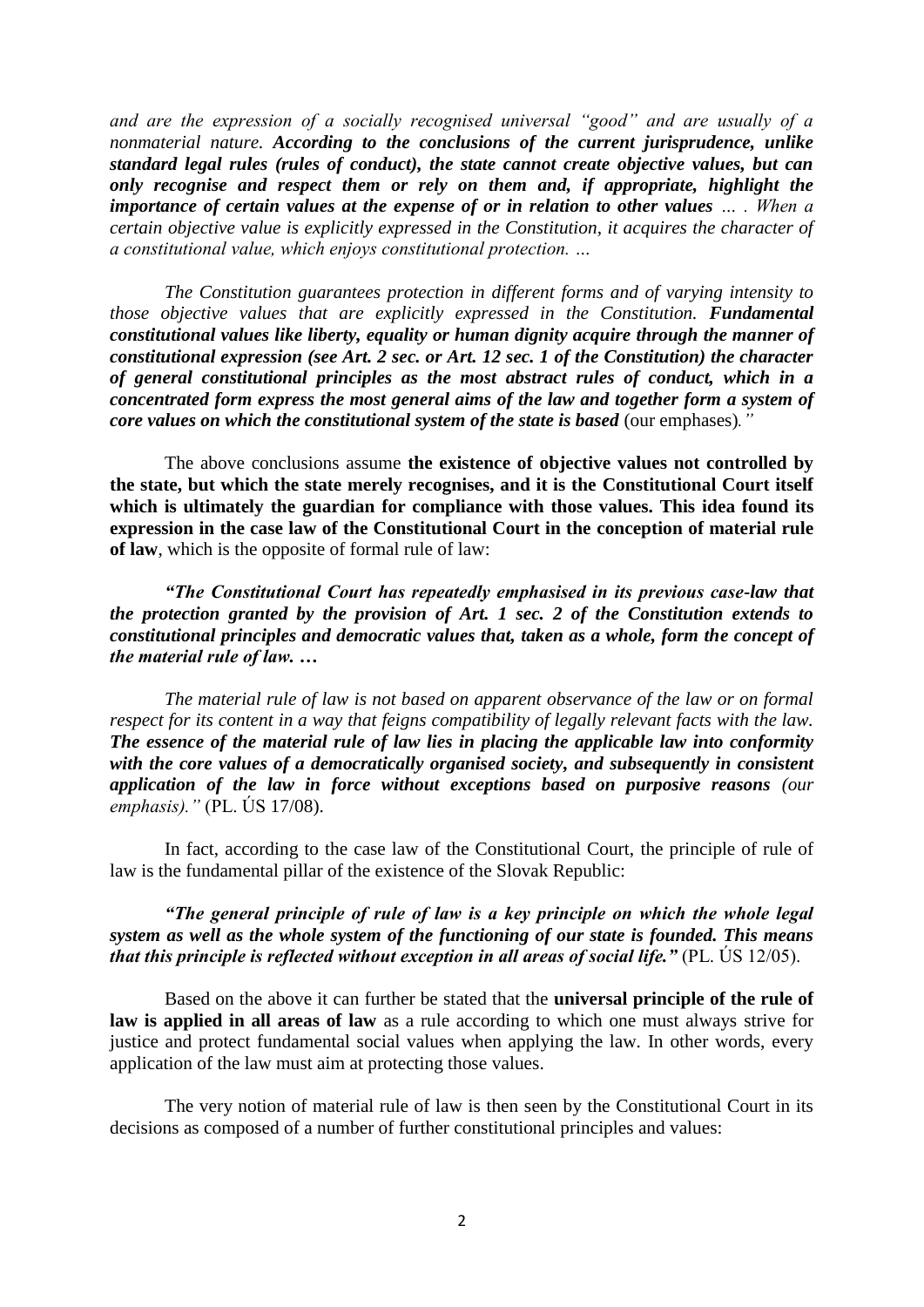*and are the expression of a socially recognised universal "good" and are usually of a nonmaterial nature.* ***According to the conclusions of the current jurisprudence, unlike standard legal rules (rules of conduct), the state cannot create objective values, but can only recognise and respect them or rely on them and, if appropriate, highlight the importance of certain values at the expense of or in relation to other values*** *… . When a certain objective value is explicitly expressed in the Constitution, it acquires the character of a constitutional value, which enjoys constitutional protection. …*

*The Constitution guarantees protection in different forms and of varying intensity to those objective values that are explicitly expressed in the Constitution.* ***Fundamental constitutional values like liberty, equality or human dignity acquire through the manner of constitutional expression (see Art. 2 sec. or Art. 12 sec. 1 of the Constitution) the character of general constitutional principles as the most abstract rules of conduct, which in a concentrated form express the most general aims of the law and together form a system of core values on which the constitutional system of the state is based*** (our emphases)*."*

The above conclusions assume **the existence of objective values not controlled by the state, but which the state merely recognises, and it is the Constitutional Court itself which is ultimately the guardian for compliance with those values. This idea found its expression in the case law of the Constitutional Court in the conception of material rule of law**, which is the opposite of formal rule of law:

***"The Constitutional Court has repeatedly emphasised in its previous case-law that the protection granted by the provision of Art. 1 sec. 2 of the Constitution extends to constitutional principles and democratic values that, taken as a whole, form the concept of the material rule of law. …***

*The material rule of law is not based on apparent observance of the law or on formal respect for its content in a way that feigns compatibility of legally relevant facts with the law.* ***The essence of the material rule of law lies in placing the applicable law into conformity with the core values of a democratically organised society, and subsequently in consistent application of the law in force without exceptions based on purposive reasons*** *(our emphasis)."* (PL. ÚS 17/08).

In fact, according to the case law of the Constitutional Court, the principle of rule of law is the fundamental pillar of the existence of the Slovak Republic:

***"The general principle of rule of law is a key principle on which the whole legal system as well as the whole system of the functioning of our state is founded. This means that this principle is reflected without exception in all areas of social life."*** (PL. ÚS 12/05).

Based on the above it can further be stated that the **universal principle of the rule of law is applied in all areas of law** as a rule according to which one must always strive for justice and protect fundamental social values when applying the law. In other words, every application of the law must aim at protecting those values.

The very notion of material rule of law is then seen by the Constitutional Court in its decisions as composed of a number of further constitutional principles and values: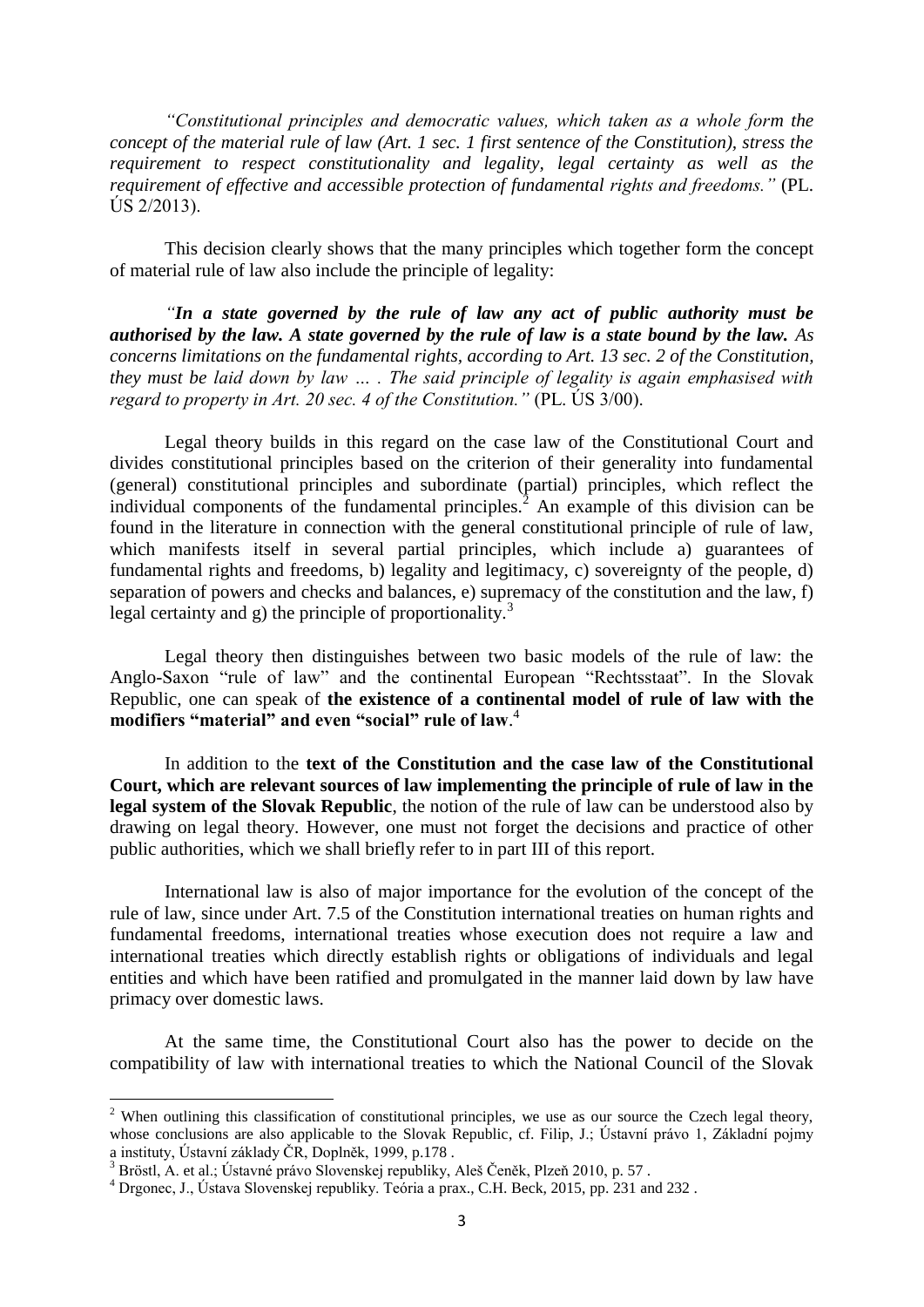*"Constitutional principles and democratic values, which taken as a whole form the concept of the material rule of law (Art. 1 sec. 1 first sentence of the Constitution), stress the requirement to respect constitutionality and legality, legal certainty as well as the requirement of effective and accessible protection of fundamental rights and freedoms."* (PL. ÚS 2/2013).

This decision clearly shows that the many principles which together form the concept of material rule of law also include the principle of legality:

*"**In a state governed by the rule of law any act of public authority must be authorised by the law. A state governed by the rule of law is a state bound by the law.** As concerns limitations on the fundamental rights, according to Art. 13 sec. 2 of the Constitution, they must be laid down by law … . The said principle of legality is again emphasised with regard to property in Art. 20 sec. 4 of the Constitution."* (PL. ÚS 3/00).

Legal theory builds in this regard on the case law of the Constitutional Court and divides constitutional principles based on the criterion of their generality into fundamental (general) constitutional principles and subordinate (partial) principles, which reflect the individual components of the fundamental principles.[2] An example of this division can be found in the literature in connection with the general constitutional principle of rule of law, which manifests itself in several partial principles, which include a) guarantees of fundamental rights and freedoms, b) legality and legitimacy, c) sovereignty of the people, d) separation of powers and checks and balances, e) supremacy of the constitution and the law, f) legal certainty and g) the principle of proportionality.[3]

Legal theory then distinguishes between two basic models of the rule of law: the Anglo-Saxon "rule of law" and the continental European "Rechtsstaat". In the Slovak Republic, one can speak of **the existence of a continental model of rule of law with the modifiers "material" and even "social" rule of law**.[4]

In addition to the **text of the Constitution and the case law of the Constitutional Court, which are relevant sources of law implementing the principle of rule of law in the legal system of the Slovak Republic**, the notion of the rule of law can be understood also by drawing on legal theory. However, one must not forget the decisions and practice of other public authorities, which we shall briefly refer to in part III of this report.

International law is also of major importance for the evolution of the concept of the rule of law, since under Art. 7.5 of the Constitution international treaties on human rights and fundamental freedoms, international treaties whose execution does not require a law and international treaties which directly establish rights or obligations of individuals and legal entities and which have been ratified and promulgated in the manner laid down by law have primacy over domestic laws.

At the same time, the Constitutional Court also has the power to decide on the compatibility of law with international treaties to which the National Council of the Slovak

---

[2] When outlining this classification of constitutional principles, we use as our source the Czech legal theory, whose conclusions are also applicable to the Slovak Republic, cf. Filip, J.; Ústavní právo 1, Základní pojmy a instituty, Ústavní základy ČR, Doplněk, 1999, p.178 .

[3] Bröstl, A. et al.; Ústavné právo Slovenskej republiky, Aleš Čeněk, Plzeň 2010, p. 57 .

[4] Drgonec, J., Ústava Slovenskej republiky. Teória a prax., C.H. Beck, 2015, pp. 231 and 232 .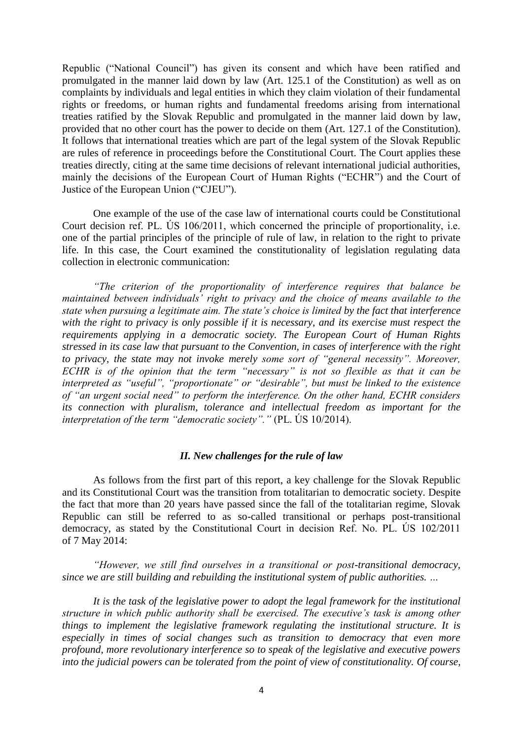Republic ("National Council") has given its consent and which have been ratified and promulgated in the manner laid down by law (Art. 125.1 of the Constitution) as well as on complaints by individuals and legal entities in which they claim violation of their fundamental rights or freedoms, or human rights and fundamental freedoms arising from international treaties ratified by the Slovak Republic and promulgated in the manner laid down by law, provided that no other court has the power to decide on them (Art. 127.1 of the Constitution). It follows that international treaties which are part of the legal system of the Slovak Republic are rules of reference in proceedings before the Constitutional Court. The Court applies these treaties directly, citing at the same time decisions of relevant international judicial authorities, mainly the decisions of the European Court of Human Rights ("ECHR") and the Court of Justice of the European Union ("CJEU").

One example of the use of the case law of international courts could be Constitutional Court decision ref. PL. ÚS 106/2011, which concerned the principle of proportionality, i.e. one of the partial principles of the principle of rule of law, in relation to the right to private life. In this case, the Court examined the constitutionality of legislation regulating data collection in electronic communication:

*"The criterion of the proportionality of interference requires that balance be maintained between individuals' right to privacy and the choice of means available to the state when pursuing a legitimate aim. The state's choice is limited by the fact that interference with the right to privacy is only possible if it is necessary, and its exercise must respect the requirements applying in a democratic society. The European Court of Human Rights stressed in its case law that pursuant to the Convention, in cases of interference with the right to privacy, the state may not invoke merely some sort of "general necessity". Moreover, ECHR is of the opinion that the term "necessary" is not so flexible as that it can be interpreted as "useful", "proportionate" or "desirable", but must be linked to the existence of "an urgent social need" to perform the interference. On the other hand, ECHR considers its connection with pluralism, tolerance and intellectual freedom as important for the interpretation of the term "democratic society"."* (PL. ÚS 10/2014).

### *II. New challenges for the rule of law*

As follows from the first part of this report, a key challenge for the Slovak Republic and its Constitutional Court was the transition from totalitarian to democratic society. Despite the fact that more than 20 years have passed since the fall of the totalitarian regime, Slovak Republic can still be referred to as so-called transitional or perhaps post-transitional democracy, as stated by the Constitutional Court in decision Ref. No. PL. ÚS 102/2011 of 7 May 2014:

*"However, we still find ourselves in a transitional or post-transitional democracy, since we are still building and rebuilding the institutional system of public authorities. ...*

*It is the task of the legislative power to adopt the legal framework for the institutional structure in which public authority shall be exercised. The executive's task is among other things to implement the legislative framework regulating the institutional structure. It is especially in times of social changes such as transition to democracy that even more profound, more revolutionary interference so to speak of the legislative and executive powers into the judicial powers can be tolerated from the point of view of constitutionality. Of course,*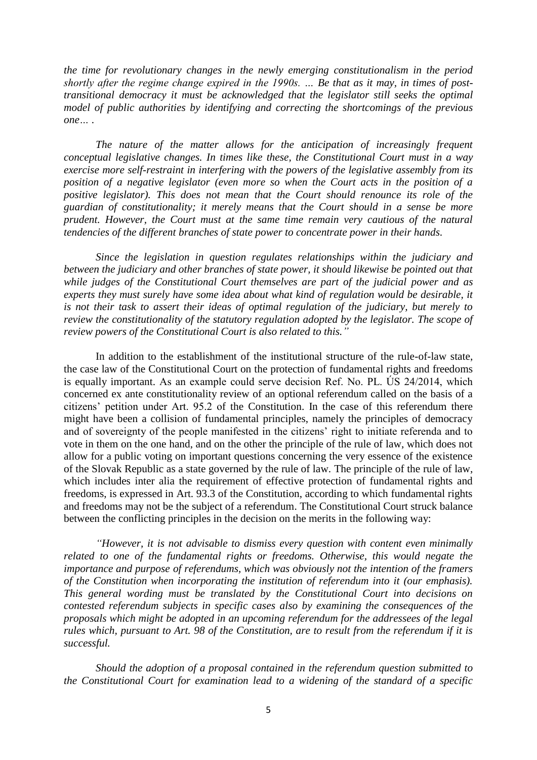*the time for revolutionary changes in the newly emerging constitutionalism in the period shortly after the regime change expired in the 1990s. … Be that as it may, in times of post-transitional democracy it must be acknowledged that the legislator still seeks the optimal model of public authorities by identifying and correcting the shortcomings of the previous one… .*

*The nature of the matter allows for the anticipation of increasingly frequent conceptual legislative changes. In times like these, the Constitutional Court must in a way exercise more self-restraint in interfering with the powers of the legislative assembly from its position of a negative legislator (even more so when the Court acts in the position of a positive legislator). This does not mean that the Court should renounce its role of the guardian of constitutionality; it merely means that the Court should in a sense be more prudent. However, the Court must at the same time remain very cautious of the natural tendencies of the different branches of state power to concentrate power in their hands.*

*Since the legislation in question regulates relationships within the judiciary and between the judiciary and other branches of state power, it should likewise be pointed out that while judges of the Constitutional Court themselves are part of the judicial power and as experts they must surely have some idea about what kind of regulation would be desirable, it is not their task to assert their ideas of optimal regulation of the judiciary, but merely to review the constitutionality of the statutory regulation adopted by the legislator. The scope of review powers of the Constitutional Court is also related to this."*

In addition to the establishment of the institutional structure of the rule-of-law state, the case law of the Constitutional Court on the protection of fundamental rights and freedoms is equally important. As an example could serve decision Ref. No. PL. ÚS 24/2014, which concerned ex ante constitutionality review of an optional referendum called on the basis of a citizens' petition under Art. 95.2 of the Constitution. In the case of this referendum there might have been a collision of fundamental principles, namely the principles of democracy and of sovereignty of the people manifested in the citizens' right to initiate referenda and to vote in them on the one hand, and on the other the principle of the rule of law, which does not allow for a public voting on important questions concerning the very essence of the existence of the Slovak Republic as a state governed by the rule of law. The principle of the rule of law, which includes inter alia the requirement of effective protection of fundamental rights and freedoms, is expressed in Art. 93.3 of the Constitution, according to which fundamental rights and freedoms may not be the subject of a referendum. The Constitutional Court struck balance between the conflicting principles in the decision on the merits in the following way:

*"However, it is not advisable to dismiss every question with content even minimally related to one of the fundamental rights or freedoms. Otherwise, this would negate the importance and purpose of referendums, which was obviously not the intention of the framers of the Constitution when incorporating the institution of referendum into it (our emphasis). This general wording must be translated by the Constitutional Court into decisions on contested referendum subjects in specific cases also by examining the consequences of the proposals which might be adopted in an upcoming referendum for the addressees of the legal rules which, pursuant to Art. 98 of the Constitution, are to result from the referendum if it is successful.*

*Should the adoption of a proposal contained in the referendum question submitted to the Constitutional Court for examination lead to a widening of the standard of a specific*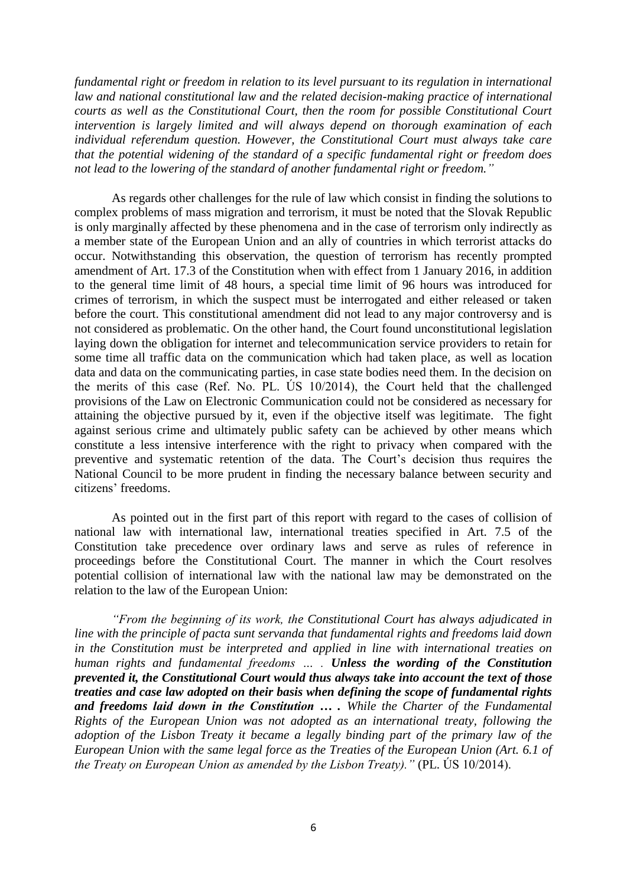*fundamental right or freedom in relation to its level pursuant to its regulation in international law and national constitutional law and the related decision-making practice of international courts as well as the Constitutional Court, then the room for possible Constitutional Court intervention is largely limited and will always depend on thorough examination of each individual referendum question. However, the Constitutional Court must always take care that the potential widening of the standard of a specific fundamental right or freedom does not lead to the lowering of the standard of another fundamental right or freedom."*

As regards other challenges for the rule of law which consist in finding the solutions to complex problems of mass migration and terrorism, it must be noted that the Slovak Republic is only marginally affected by these phenomena and in the case of terrorism only indirectly as a member state of the European Union and an ally of countries in which terrorist attacks do occur. Notwithstanding this observation, the question of terrorism has recently prompted amendment of Art. 17.3 of the Constitution when with effect from 1 January 2016, in addition to the general time limit of 48 hours, a special time limit of 96 hours was introduced for crimes of terrorism, in which the suspect must be interrogated and either released or taken before the court. This constitutional amendment did not lead to any major controversy and is not considered as problematic. On the other hand, the Court found unconstitutional legislation laying down the obligation for internet and telecommunication service providers to retain for some time all traffic data on the communication which had taken place, as well as location data and data on the communicating parties, in case state bodies need them. In the decision on the merits of this case (Ref. No. PL. ÚS 10/2014), the Court held that the challenged provisions of the Law on Electronic Communication could not be considered as necessary for attaining the objective pursued by it, even if the objective itself was legitimate. The fight against serious crime and ultimately public safety can be achieved by other means which constitute a less intensive interference with the right to privacy when compared with the preventive and systematic retention of the data. The Court's decision thus requires the National Council to be more prudent in finding the necessary balance between security and citizens' freedoms.

As pointed out in the first part of this report with regard to the cases of collision of national law with international law, international treaties specified in Art. 7.5 of the Constitution take precedence over ordinary laws and serve as rules of reference in proceedings before the Constitutional Court. The manner in which the Court resolves potential collision of international law with the national law may be demonstrated on the relation to the law of the European Union:

*"From the beginning of its work, the Constitutional Court has always adjudicated in line with the principle of pacta sunt servanda that fundamental rights and freedoms laid down in the Constitution must be interpreted and applied in line with international treaties on human rights and fundamental freedoms ... .* ***Unless the wording of the Constitution prevented it, the Constitutional Court would thus always take into account the text of those treaties and case law adopted on their basis when defining the scope of fundamental rights and freedoms laid down in the Constitution … .*** *While the Charter of the Fundamental Rights of the European Union was not adopted as an international treaty, following the adoption of the Lisbon Treaty it became a legally binding part of the primary law of the European Union with the same legal force as the Treaties of the European Union (Art. 6.1 of the Treaty on European Union as amended by the Lisbon Treaty)."* (PL. ÚS 10/2014).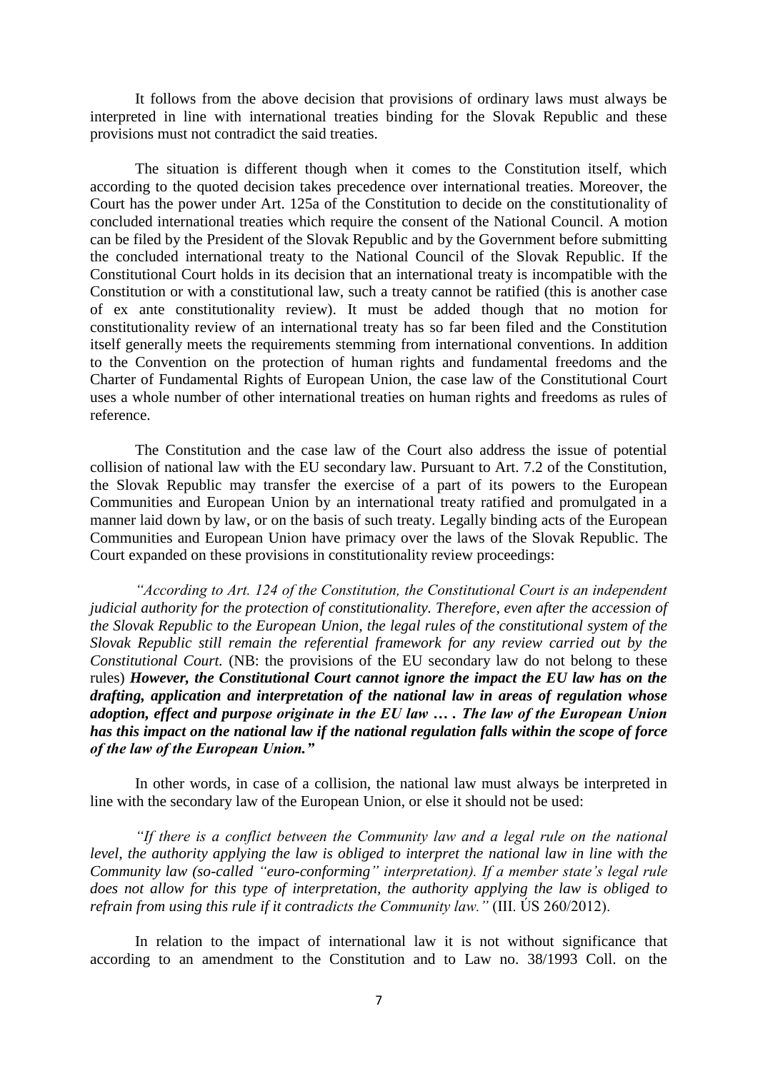It follows from the above decision that provisions of ordinary laws must always be interpreted in line with international treaties binding for the Slovak Republic and these provisions must not contradict the said treaties.

The situation is different though when it comes to the Constitution itself, which according to the quoted decision takes precedence over international treaties. Moreover, the Court has the power under Art. 125a of the Constitution to decide on the constitutionality of concluded international treaties which require the consent of the National Council. A motion can be filed by the President of the Slovak Republic and by the Government before submitting the concluded international treaty to the National Council of the Slovak Republic. If the Constitutional Court holds in its decision that an international treaty is incompatible with the Constitution or with a constitutional law, such a treaty cannot be ratified (this is another case of ex ante constitutionality review). It must be added though that no motion for constitutionality review of an international treaty has so far been filed and the Constitution itself generally meets the requirements stemming from international conventions. In addition to the Convention on the protection of human rights and fundamental freedoms and the Charter of Fundamental Rights of European Union, the case law of the Constitutional Court uses a whole number of other international treaties on human rights and freedoms as rules of reference.

The Constitution and the case law of the Court also address the issue of potential collision of national law with the EU secondary law. Pursuant to Art. 7.2 of the Constitution, the Slovak Republic may transfer the exercise of a part of its powers to the European Communities and European Union by an international treaty ratified and promulgated in a manner laid down by law, or on the basis of such treaty. Legally binding acts of the European Communities and European Union have primacy over the laws of the Slovak Republic. The Court expanded on these provisions in constitutionality review proceedings:

*"According to Art. 124 of the Constitution, the Constitutional Court is an independent judicial authority for the protection of constitutionality. Therefore, even after the accession of the Slovak Republic to the European Union, the legal rules of the constitutional system of the Slovak Republic still remain the referential framework for any review carried out by the Constitutional Court.* (NB: the provisions of the EU secondary law do not belong to these rules) ***However, the Constitutional Court cannot ignore the impact the EU law has on the drafting, application and interpretation of the national law in areas of regulation whose adoption, effect and purpose originate in the EU law … . The law of the European Union has this impact on the national law if the national regulation falls within the scope of force of the law of the European Union."***

In other words, in case of a collision, the national law must always be interpreted in line with the secondary law of the European Union, or else it should not be used:

*"If there is a conflict between the Community law and a legal rule on the national level, the authority applying the law is obliged to interpret the national law in line with the Community law (so-called "euro-conforming" interpretation). If a member state's legal rule does not allow for this type of interpretation, the authority applying the law is obliged to refrain from using this rule if it contradicts the Community law."* (III. ÚS 260/2012).

In relation to the impact of international law it is not without significance that according to an amendment to the Constitution and to Law no. 38/1993 Coll. on the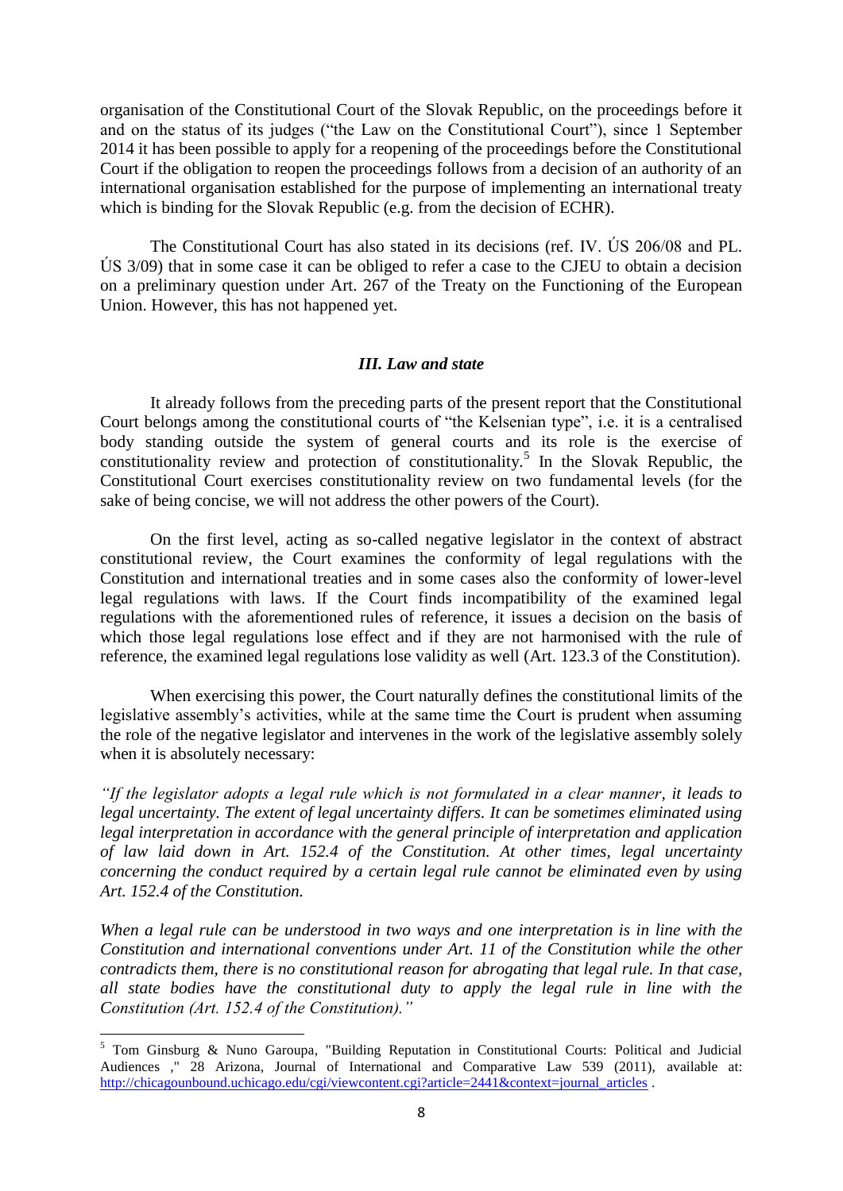organisation of the Constitutional Court of the Slovak Republic, on the proceedings before it and on the status of its judges ("the Law on the Constitutional Court"), since 1 September 2014 it has been possible to apply for a reopening of the proceedings before the Constitutional Court if the obligation to reopen the proceedings follows from a decision of an authority of an international organisation established for the purpose of implementing an international treaty which is binding for the Slovak Republic (e.g. from the decision of ECHR).

The Constitutional Court has also stated in its decisions (ref. IV. ÚS 206/08 and PL. ÚS 3/09) that in some case it can be obliged to refer a case to the CJEU to obtain a decision on a preliminary question under Art. 267 of the Treaty on the Functioning of the European Union. However, this has not happened yet.

### *III. Law and state*

It already follows from the preceding parts of the present report that the Constitutional Court belongs among the constitutional courts of "the Kelsenian type", i.e. it is a centralised body standing outside the system of general courts and its role is the exercise of constitutionality review and protection of constitutionality.[5] In the Slovak Republic, the Constitutional Court exercises constitutionality review on two fundamental levels (for the sake of being concise, we will not address the other powers of the Court).

On the first level, acting as so-called negative legislator in the context of abstract constitutional review, the Court examines the conformity of legal regulations with the Constitution and international treaties and in some cases also the conformity of lower-level legal regulations with laws. If the Court finds incompatibility of the examined legal regulations with the aforementioned rules of reference, it issues a decision on the basis of which those legal regulations lose effect and if they are not harmonised with the rule of reference, the examined legal regulations lose validity as well (Art. 123.3 of the Constitution).

When exercising this power, the Court naturally defines the constitutional limits of the legislative assembly's activities, while at the same time the Court is prudent when assuming the role of the negative legislator and intervenes in the work of the legislative assembly solely when it is absolutely necessary:

*"If the legislator adopts a legal rule which is not formulated in a clear manner, it leads to legal uncertainty. The extent of legal uncertainty differs. It can be sometimes eliminated using legal interpretation in accordance with the general principle of interpretation and application of law laid down in Art. 152.4 of the Constitution. At other times, legal uncertainty concerning the conduct required by a certain legal rule cannot be eliminated even by using Art. 152.4 of the Constitution.*

*When a legal rule can be understood in two ways and one interpretation is in line with the Constitution and international conventions under Art. 11 of the Constitution while the other contradicts them, there is no constitutional reason for abrogating that legal rule. In that case, all state bodies have the constitutional duty to apply the legal rule in line with the Constitution (Art. 152.4 of the Constitution)."*

---

[5] Tom Ginsburg & Nuno Garoupa, "Building Reputation in Constitutional Courts: Political and Judicial Audiences ," 28 Arizona, Journal of International and Comparative Law 539 (2011), available at: http://chicagounbound.uchicago.edu/cgi/viewcontent.cgi?article=2441&context=journal_articles .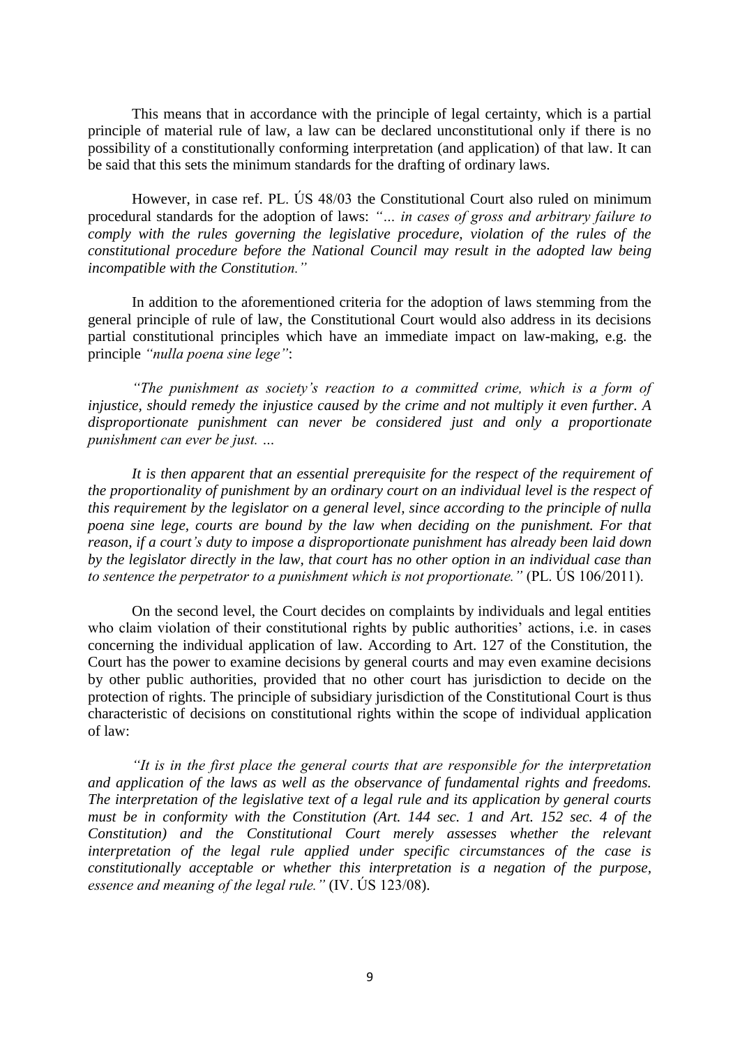This means that in accordance with the principle of legal certainty, which is a partial principle of material rule of law, a law can be declared unconstitutional only if there is no possibility of a constitutionally conforming interpretation (and application) of that law. It can be said that this sets the minimum standards for the drafting of ordinary laws.

However, in case ref. PL. ÚS 48/03 the Constitutional Court also ruled on minimum procedural standards for the adoption of laws: *"… in cases of gross and arbitrary failure to comply with the rules governing the legislative procedure, violation of the rules of the constitutional procedure before the National Council may result in the adopted law being incompatible with the Constitution."*

In addition to the aforementioned criteria for the adoption of laws stemming from the general principle of rule of law, the Constitutional Court would also address in its decisions partial constitutional principles which have an immediate impact on law-making, e.g. the principle *"nulla poena sine lege"*:

*"The punishment as society's reaction to a committed crime, which is a form of injustice, should remedy the injustice caused by the crime and not multiply it even further. A disproportionate punishment can never be considered just and only a proportionate punishment can ever be just. …*

*It is then apparent that an essential prerequisite for the respect of the requirement of the proportionality of punishment by an ordinary court on an individual level is the respect of this requirement by the legislator on a general level, since according to the principle of nulla poena sine lege, courts are bound by the law when deciding on the punishment. For that reason, if a court's duty to impose a disproportionate punishment has already been laid down by the legislator directly in the law, that court has no other option in an individual case than to sentence the perpetrator to a punishment which is not proportionate."* (PL. ÚS 106/2011).

On the second level, the Court decides on complaints by individuals and legal entities who claim violation of their constitutional rights by public authorities' actions, i.e. in cases concerning the individual application of law. According to Art. 127 of the Constitution, the Court has the power to examine decisions by general courts and may even examine decisions by other public authorities, provided that no other court has jurisdiction to decide on the protection of rights. The principle of subsidiary jurisdiction of the Constitutional Court is thus characteristic of decisions on constitutional rights within the scope of individual application of law:

*"It is in the first place the general courts that are responsible for the interpretation and application of the laws as well as the observance of fundamental rights and freedoms. The interpretation of the legislative text of a legal rule and its application by general courts must be in conformity with the Constitution (Art. 144 sec. 1 and Art. 152 sec. 4 of the Constitution) and the Constitutional Court merely assesses whether the relevant interpretation of the legal rule applied under specific circumstances of the case is constitutionally acceptable or whether this interpretation is a negation of the purpose, essence and meaning of the legal rule."* (IV. ÚS 123/08).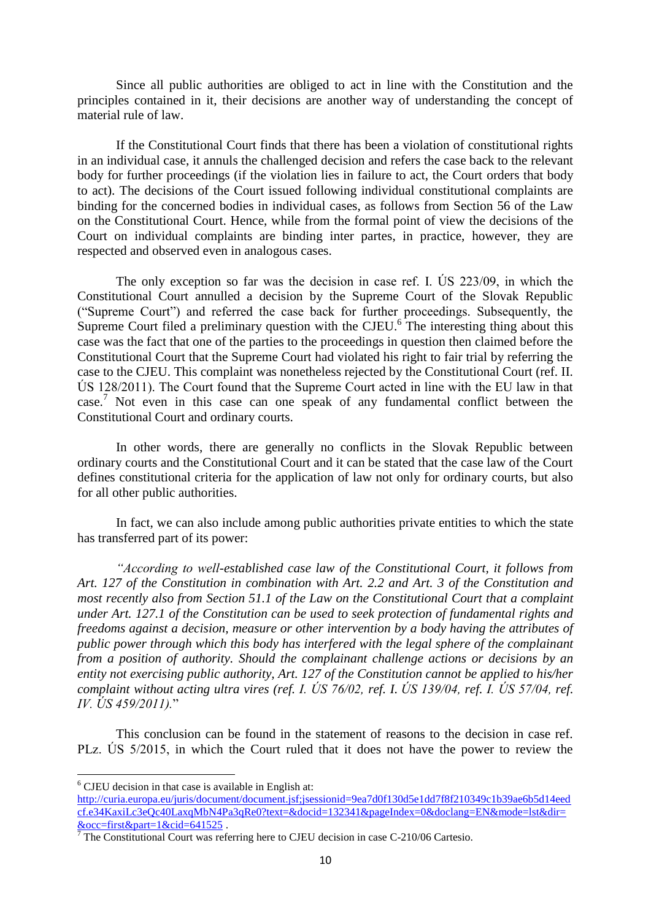Since all public authorities are obliged to act in line with the Constitution and the principles contained in it, their decisions are another way of understanding the concept of material rule of law.

If the Constitutional Court finds that there has been a violation of constitutional rights in an individual case, it annuls the challenged decision and refers the case back to the relevant body for further proceedings (if the violation lies in failure to act, the Court orders that body to act). The decisions of the Court issued following individual constitutional complaints are binding for the concerned bodies in individual cases, as follows from Section 56 of the Law on the Constitutional Court. Hence, while from the formal point of view the decisions of the Court on individual complaints are binding inter partes, in practice, however, they are respected and observed even in analogous cases.

The only exception so far was the decision in case ref. I. ÚS 223/09, in which the Constitutional Court annulled a decision by the Supreme Court of the Slovak Republic ("Supreme Court") and referred the case back for further proceedings. Subsequently, the Supreme Court filed a preliminary question with the CJEU.[6] The interesting thing about this case was the fact that one of the parties to the proceedings in question then claimed before the Constitutional Court that the Supreme Court had violated his right to fair trial by referring the case to the CJEU. This complaint was nonetheless rejected by the Constitutional Court (ref. II. ÚS 128/2011). The Court found that the Supreme Court acted in line with the EU law in that case.[7] Not even in this case can one speak of any fundamental conflict between the Constitutional Court and ordinary courts.

In other words, there are generally no conflicts in the Slovak Republic between ordinary courts and the Constitutional Court and it can be stated that the case law of the Court defines constitutional criteria for the application of law not only for ordinary courts, but also for all other public authorities.

In fact, we can also include among public authorities private entities to which the state has transferred part of its power:

*"According to well-established case law of the Constitutional Court, it follows from Art. 127 of the Constitution in combination with Art. 2.2 and Art. 3 of the Constitution and most recently also from Section 51.1 of the Law on the Constitutional Court that a complaint under Art. 127.1 of the Constitution can be used to seek protection of fundamental rights and freedoms against a decision, measure or other intervention by a body having the attributes of public power through which this body has interfered with the legal sphere of the complainant from a position of authority. Should the complainant challenge actions or decisions by an entity not exercising public authority, Art. 127 of the Constitution cannot be applied to his/her complaint without acting ultra vires (ref. I. ÚS 76/02, ref. I. ÚS 139/04, ref. I. ÚS 57/04, ref. IV. ÚS 459/2011).*"

This conclusion can be found in the statement of reasons to the decision in case ref. PLz. ÚS 5/2015, in which the Court ruled that it does not have the power to review the

---

[6] CJEU decision in that case is available in English at: http://curia.europa.eu/juris/document/document.jsf;jsessionid=9ea7d0f130d5e1dd7f8f210349c1b39ae6b5d14eedcf.e34KaxiLc3eQc40LaxqMbN4Pa3qRe0?text=&docid=132341&pageIndex=0&doclang=EN&mode=lst&dir=&occ=first&part=1&cid=641525 .

[7] The Constitutional Court was referring here to CJEU decision in case C-210/06 Cartesio.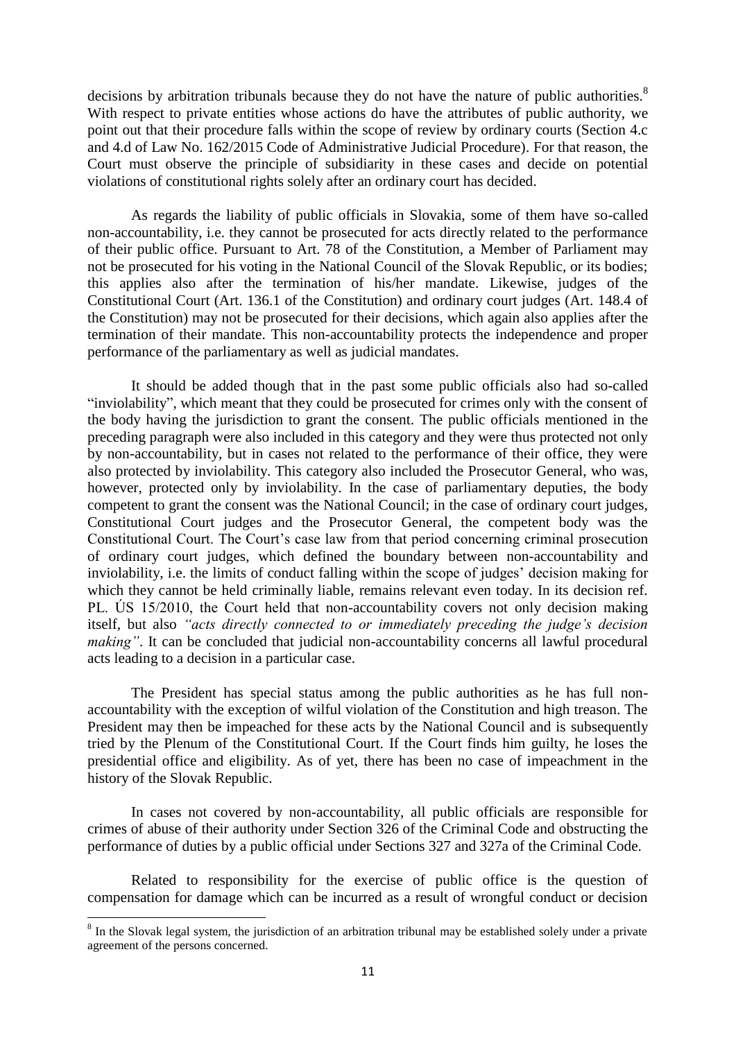decisions by arbitration tribunals because they do not have the nature of public authorities.[8] With respect to private entities whose actions do have the attributes of public authority, we point out that their procedure falls within the scope of review by ordinary courts (Section 4.c and 4.d of Law No. 162/2015 Code of Administrative Judicial Procedure). For that reason, the Court must observe the principle of subsidiarity in these cases and decide on potential violations of constitutional rights solely after an ordinary court has decided.

As regards the liability of public officials in Slovakia, some of them have so-called non-accountability, i.e. they cannot be prosecuted for acts directly related to the performance of their public office. Pursuant to Art. 78 of the Constitution, a Member of Parliament may not be prosecuted for his voting in the National Council of the Slovak Republic, or its bodies; this applies also after the termination of his/her mandate. Likewise, judges of the Constitutional Court (Art. 136.1 of the Constitution) and ordinary court judges (Art. 148.4 of the Constitution) may not be prosecuted for their decisions, which again also applies after the termination of their mandate. This non-accountability protects the independence and proper performance of the parliamentary as well as judicial mandates.

It should be added though that in the past some public officials also had so-called "inviolability", which meant that they could be prosecuted for crimes only with the consent of the body having the jurisdiction to grant the consent. The public officials mentioned in the preceding paragraph were also included in this category and they were thus protected not only by non-accountability, but in cases not related to the performance of their office, they were also protected by inviolability. This category also included the Prosecutor General, who was, however, protected only by inviolability. In the case of parliamentary deputies, the body competent to grant the consent was the National Council; in the case of ordinary court judges, Constitutional Court judges and the Prosecutor General, the competent body was the Constitutional Court. The Court's case law from that period concerning criminal prosecution of ordinary court judges, which defined the boundary between non-accountability and inviolability, i.e. the limits of conduct falling within the scope of judges' decision making for which they cannot be held criminally liable, remains relevant even today. In its decision ref. PL. ÚS 15/2010, the Court held that non-accountability covers not only decision making itself, but also *"acts directly connected to or immediately preceding the judge's decision making"*. It can be concluded that judicial non-accountability concerns all lawful procedural acts leading to a decision in a particular case.

The President has special status among the public authorities as he has full non-accountability with the exception of wilful violation of the Constitution and high treason. The President may then be impeached for these acts by the National Council and is subsequently tried by the Plenum of the Constitutional Court. If the Court finds him guilty, he loses the presidential office and eligibility. As of yet, there has been no case of impeachment in the history of the Slovak Republic.

In cases not covered by non-accountability, all public officials are responsible for crimes of abuse of their authority under Section 326 of the Criminal Code and obstructing the performance of duties by a public official under Sections 327 and 327a of the Criminal Code.

Related to responsibility for the exercise of public office is the question of compensation for damage which can be incurred as a result of wrongful conduct or decision

[8] In the Slovak legal system, the jurisdiction of an arbitration tribunal may be established solely under a private agreement of the persons concerned.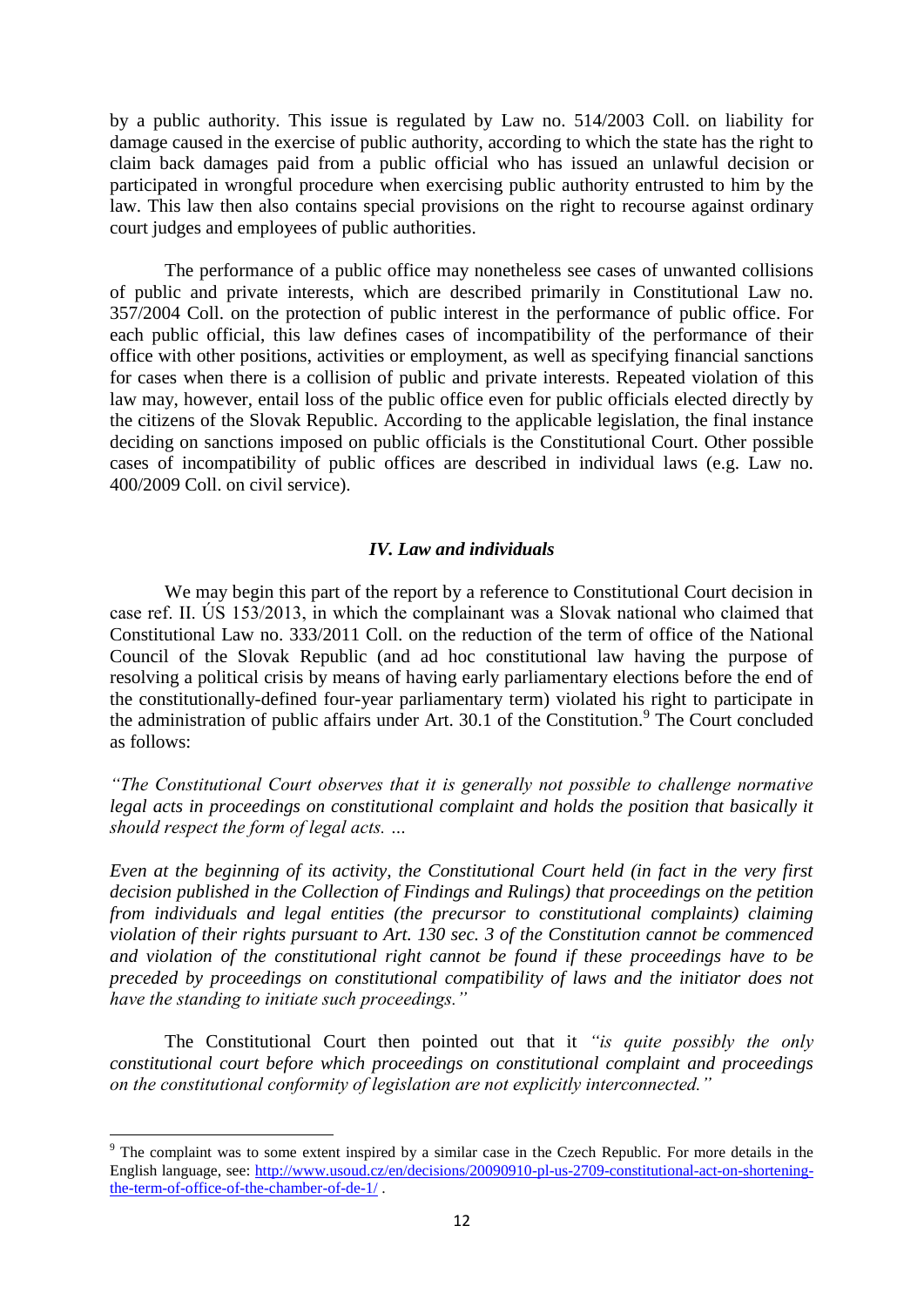by a public authority. This issue is regulated by Law no. 514/2003 Coll. on liability for damage caused in the exercise of public authority, according to which the state has the right to claim back damages paid from a public official who has issued an unlawful decision or participated in wrongful procedure when exercising public authority entrusted to him by the law. This law then also contains special provisions on the right to recourse against ordinary court judges and employees of public authorities.

The performance of a public office may nonetheless see cases of unwanted collisions of public and private interests, which are described primarily in Constitutional Law no. 357/2004 Coll. on the protection of public interest in the performance of public office. For each public official, this law defines cases of incompatibility of the performance of their office with other positions, activities or employment, as well as specifying financial sanctions for cases when there is a collision of public and private interests. Repeated violation of this law may, however, entail loss of the public office even for public officials elected directly by the citizens of the Slovak Republic. According to the applicable legislation, the final instance deciding on sanctions imposed on public officials is the Constitutional Court. Other possible cases of incompatibility of public offices are described in individual laws (e.g. Law no. 400/2009 Coll. on civil service).

### *IV. Law and individuals*

We may begin this part of the report by a reference to Constitutional Court decision in case ref. II. ÚS 153/2013, in which the complainant was a Slovak national who claimed that Constitutional Law no. 333/2011 Coll. on the reduction of the term of office of the National Council of the Slovak Republic (and ad hoc constitutional law having the purpose of resolving a political crisis by means of having early parliamentary elections before the end of the constitutionally-defined four-year parliamentary term) violated his right to participate in the administration of public affairs under Art. 30.1 of the Constitution.[9] The Court concluded as follows:

*"The Constitutional Court observes that it is generally not possible to challenge normative legal acts in proceedings on constitutional complaint and holds the position that basically it should respect the form of legal acts. …*

*Even at the beginning of its activity, the Constitutional Court held (in fact in the very first decision published in the Collection of Findings and Rulings) that proceedings on the petition from individuals and legal entities (the precursor to constitutional complaints) claiming violation of their rights pursuant to Art. 130 sec. 3 of the Constitution cannot be commenced and violation of the constitutional right cannot be found if these proceedings have to be preceded by proceedings on constitutional compatibility of laws and the initiator does not have the standing to initiate such proceedings."*

The Constitutional Court then pointed out that it *"is quite possibly the only constitutional court before which proceedings on constitutional complaint and proceedings on the constitutional conformity of legislation are not explicitly interconnected."*

---

[9] The complaint was to some extent inspired by a similar case in the Czech Republic. For more details in the English language, see: http://www.usoud.cz/en/decisions/20090910-pl-us-2709-constitutional-act-on-shortening-the-term-of-office-of-the-chamber-of-de-1/ .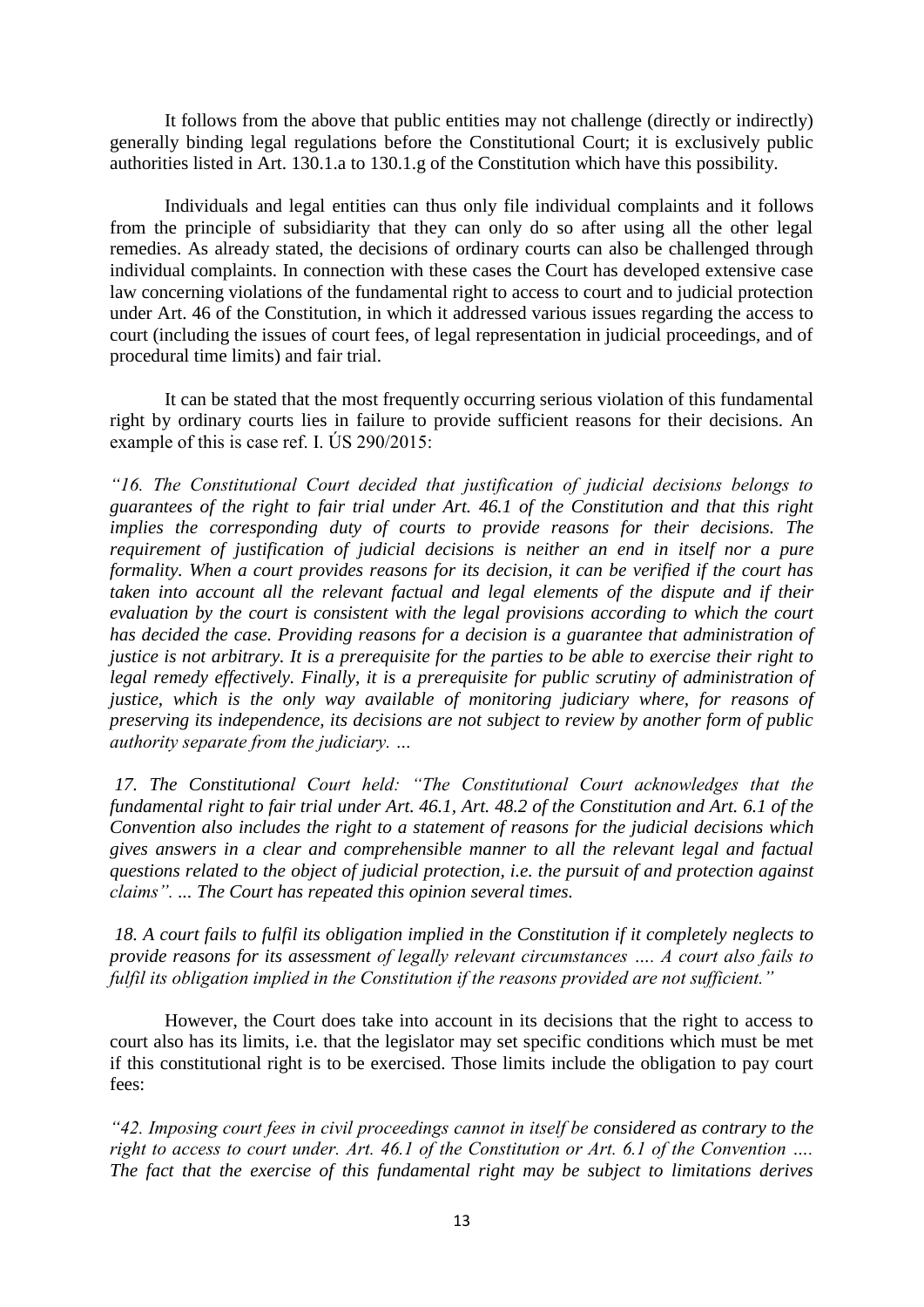It follows from the above that public entities may not challenge (directly or indirectly) generally binding legal regulations before the Constitutional Court; it is exclusively public authorities listed in Art. 130.1.a to 130.1.g of the Constitution which have this possibility.

Individuals and legal entities can thus only file individual complaints and it follows from the principle of subsidiarity that they can only do so after using all the other legal remedies. As already stated, the decisions of ordinary courts can also be challenged through individual complaints. In connection with these cases the Court has developed extensive case law concerning violations of the fundamental right to access to court and to judicial protection under Art. 46 of the Constitution, in which it addressed various issues regarding the access to court (including the issues of court fees, of legal representation in judicial proceedings, and of procedural time limits) and fair trial.

It can be stated that the most frequently occurring serious violation of this fundamental right by ordinary courts lies in failure to provide sufficient reasons for their decisions. An example of this is case ref. I. ÚS 290/2015:

*"16. The Constitutional Court decided that justification of judicial decisions belongs to guarantees of the right to fair trial under Art. 46.1 of the Constitution and that this right implies the corresponding duty of courts to provide reasons for their decisions. The requirement of justification of judicial decisions is neither an end in itself nor a pure formality. When a court provides reasons for its decision, it can be verified if the court has taken into account all the relevant factual and legal elements of the dispute and if their evaluation by the court is consistent with the legal provisions according to which the court has decided the case. Providing reasons for a decision is a guarantee that administration of justice is not arbitrary. It is a prerequisite for the parties to be able to exercise their right to legal remedy effectively. Finally, it is a prerequisite for public scrutiny of administration of justice, which is the only way available of monitoring judiciary where, for reasons of preserving its independence, its decisions are not subject to review by another form of public authority separate from the judiciary. …*

*17. The Constitutional Court held: "The Constitutional Court acknowledges that the fundamental right to fair trial under Art. 46.1, Art. 48.2 of the Constitution and Art. 6.1 of the Convention also includes the right to a statement of reasons for the judicial decisions which gives answers in a clear and comprehensible manner to all the relevant legal and factual questions related to the object of judicial protection, i.e. the pursuit of and protection against claims". ... The Court has repeated this opinion several times.*

*18. A court fails to fulfil its obligation implied in the Constitution if it completely neglects to provide reasons for its assessment of legally relevant circumstances …. A court also fails to fulfil its obligation implied in the Constitution if the reasons provided are not sufficient."*

However, the Court does take into account in its decisions that the right to access to court also has its limits, i.e. that the legislator may set specific conditions which must be met if this constitutional right is to be exercised. Those limits include the obligation to pay court fees:

*"42. Imposing court fees in civil proceedings cannot in itself be considered as contrary to the right to access to court under. Art. 46.1 of the Constitution or Art. 6.1 of the Convention …. The fact that the exercise of this fundamental right may be subject to limitations derives*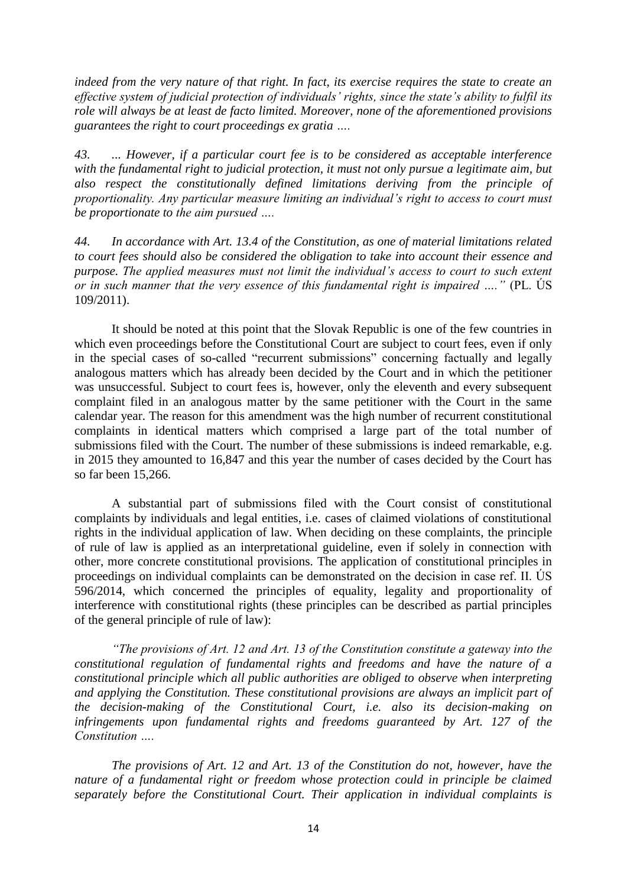*indeed from the very nature of that right. In fact, its exercise requires the state to create an effective system of judicial protection of individuals' rights, since the state's ability to fulfil its role will always be at least de facto limited. Moreover, none of the aforementioned provisions guarantees the right to court proceedings ex gratia ….*

*43. ... However, if a particular court fee is to be considered as acceptable interference with the fundamental right to judicial protection, it must not only pursue a legitimate aim, but also respect the constitutionally defined limitations deriving from the principle of proportionality. Any particular measure limiting an individual's right to access to court must be proportionate to the aim pursued ….*

*44. In accordance with Art. 13.4 of the Constitution, as one of material limitations related to court fees should also be considered the obligation to take into account their essence and purpose. The applied measures must not limit the individual's access to court to such extent or in such manner that the very essence of this fundamental right is impaired …."* (PL. ÚS 109/2011).

It should be noted at this point that the Slovak Republic is one of the few countries in which even proceedings before the Constitutional Court are subject to court fees, even if only in the special cases of so-called "recurrent submissions" concerning factually and legally analogous matters which has already been decided by the Court and in which the petitioner was unsuccessful. Subject to court fees is, however, only the eleventh and every subsequent complaint filed in an analogous matter by the same petitioner with the Court in the same calendar year. The reason for this amendment was the high number of recurrent constitutional complaints in identical matters which comprised a large part of the total number of submissions filed with the Court. The number of these submissions is indeed remarkable, e.g. in 2015 they amounted to 16,847 and this year the number of cases decided by the Court has so far been 15,266.

A substantial part of submissions filed with the Court consist of constitutional complaints by individuals and legal entities, i.e. cases of claimed violations of constitutional rights in the individual application of law. When deciding on these complaints, the principle of rule of law is applied as an interpretational guideline, even if solely in connection with other, more concrete constitutional provisions. The application of constitutional principles in proceedings on individual complaints can be demonstrated on the decision in case ref. II. ÚS 596/2014, which concerned the principles of equality, legality and proportionality of interference with constitutional rights (these principles can be described as partial principles of the general principle of rule of law):

*"The provisions of Art. 12 and Art. 13 of the Constitution constitute a gateway into the constitutional regulation of fundamental rights and freedoms and have the nature of a constitutional principle which all public authorities are obliged to observe when interpreting and applying the Constitution. These constitutional provisions are always an implicit part of the decision-making of the Constitutional Court, i.e. also its decision-making on infringements upon fundamental rights and freedoms guaranteed by Art. 127 of the Constitution ….*

*The provisions of Art. 12 and Art. 13 of the Constitution do not, however, have the nature of a fundamental right or freedom whose protection could in principle be claimed separately before the Constitutional Court. Their application in individual complaints is*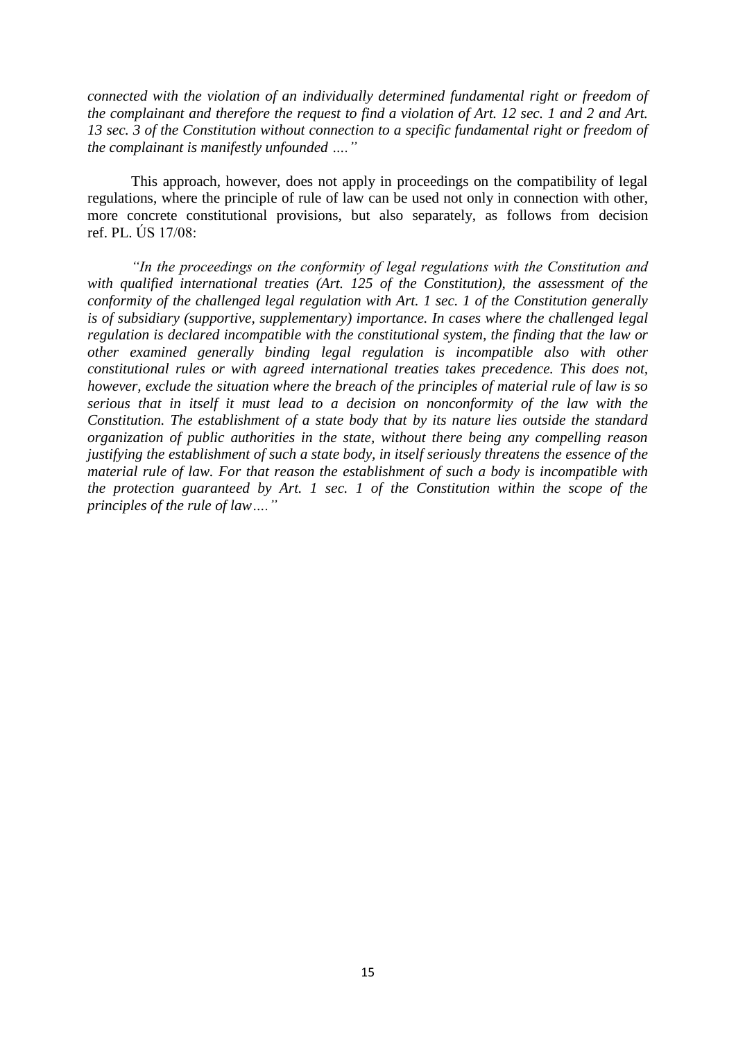*connected with the violation of an individually determined fundamental right or freedom of the complainant and therefore the request to find a violation of Art. 12 sec. 1 and 2 and Art. 13 sec. 3 of the Constitution without connection to a specific fundamental right or freedom of the complainant is manifestly unfounded …."*

This approach, however, does not apply in proceedings on the compatibility of legal regulations, where the principle of rule of law can be used not only in connection with other, more concrete constitutional provisions, but also separately, as follows from decision ref. PL. ÚS 17/08:

*"In the proceedings on the conformity of legal regulations with the Constitution and with qualified international treaties (Art. 125 of the Constitution), the assessment of the conformity of the challenged legal regulation with Art. 1 sec. 1 of the Constitution generally is of subsidiary (supportive, supplementary) importance. In cases where the challenged legal regulation is declared incompatible with the constitutional system, the finding that the law or other examined generally binding legal regulation is incompatible also with other constitutional rules or with agreed international treaties takes precedence. This does not, however, exclude the situation where the breach of the principles of material rule of law is so serious that in itself it must lead to a decision on nonconformity of the law with the Constitution. The establishment of a state body that by its nature lies outside the standard organization of public authorities in the state, without there being any compelling reason justifying the establishment of such a state body, in itself seriously threatens the essence of the material rule of law. For that reason the establishment of such a body is incompatible with the protection guaranteed by Art. 1 sec. 1 of the Constitution within the scope of the principles of the rule of law…."*